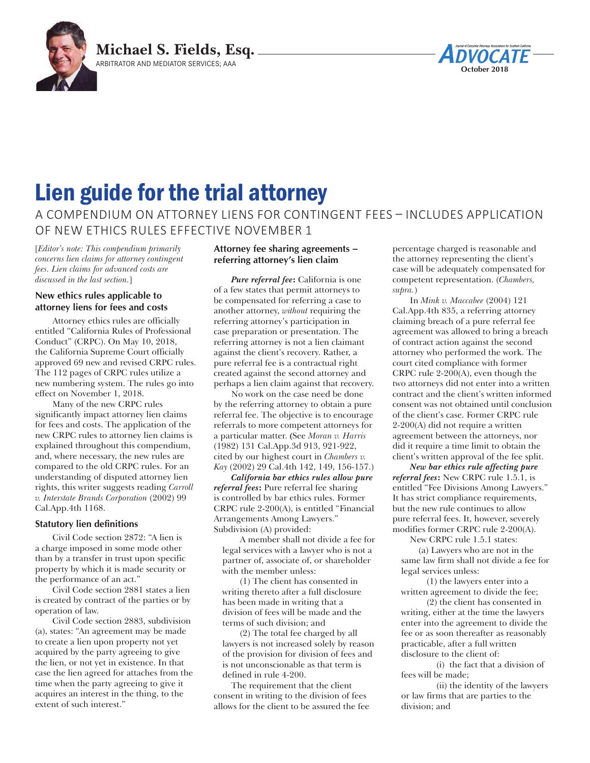Michael S. Fields, Esq.

ARBITRATOR AND MEDIATOR SERVICES; AAA

# Lien guide for the trial attorney

## A COMPENDIUM ON ATTORNEY LIENS FOR CONTINGENT FEES – INCLUDES APPLICATION OF NEW ETHICS RULES EFFECTIVE NOVEMBER 1

[*Editor's note: This compendium primarily concerns lien claims for attorney contingent fees. Lien claims for advanced costs are discussed in the last section.*]

### New ethics rules applicable to attorney liens for fees and costs

Attorney ethics rules are officially entitled "California Rules of Professional Conduct" (CRPC). On May 10, 2018, the California Supreme Court officially approved 69 new and revised CRPC rules. The 112 pages of CRPC rules utilize a new numbering system. The rules go into effect on November 1, 2018.

Many of the new CRPC rules significantly impact attorney lien claims for fees and costs. The application of the new CRPC rules to attorney lien claims is explained throughout this compendium, and, where necessary, the new rules are compared to the old CRPC rules. For an understanding of disputed attorney lien rights, this writer suggests reading *Carroll v. Interstate Brands Corporation* (2002) 99 Cal.App.4th 1168.

### Statutory lien definitions

Civil Code section 2872: "A lien is a charge imposed in some mode other than by a transfer in trust upon specific property by which it is made security or the performance of an act."

Civil Code section 2881 states a lien is created by contract of the parties or by operation of law.

Civil Code section 2883, subdivision (a), states: "An agreement may be made to create a lien upon property not yet acquired by the party agreeing to give the lien, or not yet in existence. In that case the lien agreed for attaches from the time when the party agreeing to give it acquires an interest in the thing, to the extent of such interest."

### Attorney fee sharing agreements – referring attorney's lien claim

***Pure referral fee*:** California is one of a few states that permit attorneys to be compensated for referring a case to another attorney, *without* requiring the referring attorney's participation in case preparation or presentation. The referring attorney is not a lien claimant against the client's recovery. Rather, a pure referral fee is a contractual right created against the second attorney and perhaps a lien claim against that recovery.

No work on the case need be done by the referring attorney to obtain a pure referral fee. The objective is to encourage referrals to more competent attorneys for a particular matter. (See *Moran v. Harris* (1982) 131 Cal.App.3d 913, 921-922, cited by our highest court in *Chambers v. Kay* (2002) 29 Cal.4th 142, 149, 156-157.)

***California bar ethics rules allow pure referral fees*:** Pure referral fee sharing is controlled by bar ethics rules. Former CRPC rule 2-200(A), is entitled "Financial Arrangements Among Lawyers." Subdivision (A) provided:

> A member shall not divide a fee for legal services with a lawyer who is not a partner of, associate of, or shareholder with the member unless:
>
> (1) The client has consented in writing thereto after a full disclosure has been made in writing that a division of fees will be made and the terms of such division; and
>
> (2) The total fee charged by all lawyers is not increased solely by reason of the provision for division of fees and is not unconscionable as that term is defined in rule 4-200.

The requirement that the client consent in writing to the division of fees allows for the client to be assured the fee percentage charged is reasonable and the attorney representing the client's case will be adequately compensated for competent representation. (*Chambers, supra.*)

In *Mink v. Maccabee* (2004) 121 Cal.App.4th 835, a referring attorney claiming breach of a pure referral fee agreement was allowed to bring a breach of contract action against the second attorney who performed the work. The court cited compliance with former CRPC rule 2-200(A), even though the two attorneys did not enter into a written contract and the client's written informed consent was not obtained until conclusion of the client's case. Former CRPC rule 2-200(A) did not require a written agreement between the attorneys, nor did it require a time limit to obtain the client's written approval of the fee split.

***New bar ethics rule affecting pure referral fees*:** New CRPC rule 1.5.1, is entitled "Fee Divisions Among Lawyers." It has strict compliance requirements, but the new rule continues to allow pure referral fees. It, however, severely modifies former CRPC rule 2-200(A).

New CRPC rule 1.5.1 states:

> (a) Lawyers who are not in the same law firm shall not divide a fee for legal services unless:
>
> (1) the lawyers enter into a written agreement to divide the fee;
>
> (2) the client has consented in writing, either at the time the lawyers enter into the agreement to divide the fee or as soon thereafter as reasonably practicable, after a full written disclosure to the client of:
>
> (i) the fact that a division of fees will be made;
>
> (ii) the identity of the lawyers or law firms that are parties to the division; and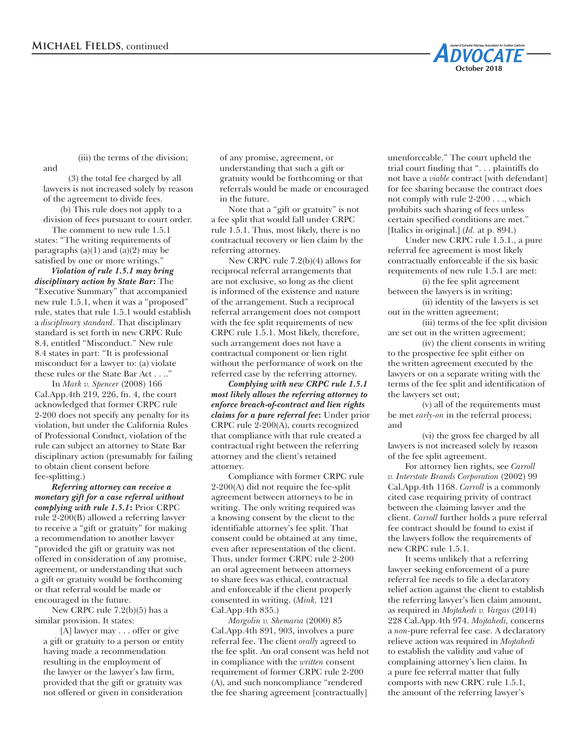(iii) the terms of the division; and

(3) the total fee charged by all lawyers is not increased solely by reason of the agreement to divide fees.

(b) This rule does not apply to a division of fees pursuant to court order.

The comment to new rule 1.5.1 states: "The writing requirements of paragraphs (a)(1) and (a)(2) may be satisfied by one or more writings."

***Violation of rule 1.5.1 may bring disciplinary action by State Bar*:** The "Executive Summary" that accompanied new rule 1.5.1, when it was a "proposed" rule, states that rule 1.5.1 would establish a *disciplinary standard*. That disciplinary standard is set forth in new CRPC Rule 8.4, entitled "Misconduct." New rule 8.4 states in part: "It is professional misconduct for a lawyer to: (a) violate these rules or the State Bar Act . . .."

In *Mark v. Spencer* (2008) 166 Cal.App.4th 219, 226, fn. 4, the court acknowledged that former CRPC rule 2-200 does not specify any penalty for its violation, but under the California Rules of Professional Conduct, violation of the rule can subject an attorney to State Bar disciplinary action (presumably for failing to obtain client consent before fee-splitting.)

***Referring attorney can receive a monetary gift for a case referral without complying with rule 1.5.1*:** Prior CRPC rule 2-200(B) allowed a referring lawyer to receive a "gift or gratuity" for making a recommendation to another lawyer "provided the gift or gratuity was not offered in consideration of any promise, agreement, or understanding that such a gift or gratuity would be forthcoming or that referral would be made or encouraged in the future.

New CRPC rule 7.2(b)(5) has a similar provision. It states:

> [A] lawyer may . . . offer or give a gift or gratuity to a person or entity having made a recommendation resulting in the employment of the lawyer or the lawyer's law firm, provided that the gift or gratuity was not offered or given in consideration of any promise, agreement, or understanding that such a gift or gratuity would be forthcoming or that referrals would be made or encouraged in the future.

Note that a "gift or gratuity" is not a fee split that would fall under CRPC rule 1.5.1. Thus, most likely, there is no contractual recovery or lien claim by the referring attorney.

New CRPC rule 7.2(b)(4) allows for reciprocal referral arrangements that are not exclusive, so long as the client is informed of the existence and nature of the arrangement. Such a reciprocal referral arrangement does not comport with the fee split requirements of new CRPC rule 1.5.1. Most likely, therefore, such arrangement does not have a contractual component or lien right without the performance of work on the referred case by the referring attorney.

***Complying with new CRPC rule 1.5.1 most likely allows the referring attorney to enforce breach-of-contract and lien rights claims for a pure referral fee*:** Under prior CRPC rule 2-200(A), courts recognized that compliance with that rule created a contractual right between the referring attorney and the client's retained attorney.

Compliance with former CRPC rule 2-200(A) did not require the fee-split agreement between attorneys to be in writing. The only writing required was a knowing consent by the client to the identifiable attorney's fee split. That consent could be obtained at any time, even after representation of the client. Thus, under former CRPC rule 2-200 an oral agreement between attorneys to share fees was ethical, contractual and enforceable if the client properly consented in writing. (*Mink,* 121 Cal.App.4th 835.)

*Margolin v. Shemaria* (2000) 85 Cal.App.4th 891, 903, involves a pure referral fee. The client *orally* agreed to the fee split. An oral consent was held not in compliance with the *written* consent requirement of former CRPC rule 2-200 (A), and such noncompliance "rendered the fee sharing agreement [contractually] unenforceable." The court upheld the trial court finding that ". . . plaintiffs do not have a *viable* contract [with defendant] for fee sharing because the contract does not comply with rule 2-200 . . ., which prohibits such sharing of fees unless certain specified conditions are met." [Italics in original.] (*Id.* at p. 894.)

Under new CRPC rule 1.5.1., a pure referral fee agreement is most likely contractually enforceable if the six basic requirements of new rule 1.5.1 are met:

(i) the fee split agreement between the lawyers is in writing;

(ii) identity of the lawyers is set out in the written agreement;

(iii) terms of the fee split division are set out in the written agreement;

(iv) the client consents in writing to the prospective fee split either on the written agreement executed by the lawyers or on a separate writing with the terms of the fee split and identification of the lawyers set out;

(v) all of the requirements must be met *early-on* in the referral process; and

(vi) the gross fee charged by all lawyers is not increased solely by reason of the fee split agreement.

For attorney lien rights, see *Carroll v. Interstate Brands Corporation* (2002) 99 Cal.App.4th 1168. *Carroll* is a commonly cited case requiring privity of contract between the claiming lawyer and the client. *Carroll* further holds a pure referral fee contract should be found to exist if the lawyers follow the requirements of new CRPC rule 1.5.1.

It seems unlikely that a referring lawyer seeking enforcement of a pure referral fee needs to file a declaratory relief action against the client to establish the referring lawyer's lien claim amount, as required in *Mojtahedi v. Vargas* (2014) 228 Cal.App.4th 974. *Mojtahedi,* concerns a *non*-pure referral fee case. A declaratory relieve action was required in *Mojtahedi* to establish the validity and value of complaining attorney's lien claim. In a pure fee referral matter that fully comports with new CRPC rule 1.5.1, the amount of the referring lawyer's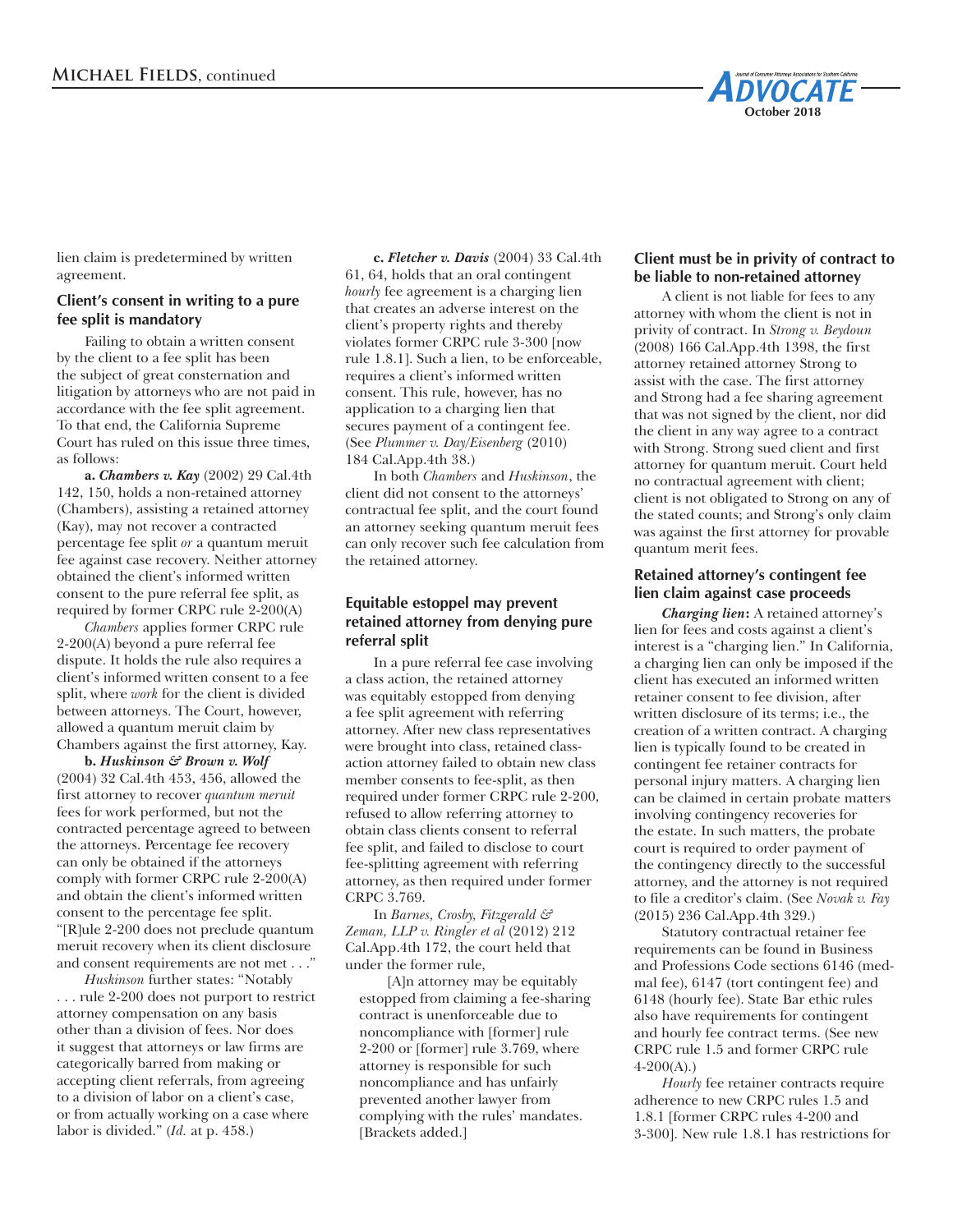lien claim is predetermined by written agreement.

### Client's consent in writing to a pure fee split is mandatory

Failing to obtain a written consent by the client to a fee split has been the subject of great consternation and litigation by attorneys who are not paid in accordance with the fee split agreement. To that end, the California Supreme Court has ruled on this issue three times, as follows:

**a. *Chambers v. Kay*** (2002) 29 Cal.4th 142, 150, holds a non-retained attorney (Chambers), assisting a retained attorney (Kay), may not recover a contracted percentage fee split *or* a quantum meruit fee against case recovery. Neither attorney obtained the client's informed written consent to the pure referral fee split, as required by former CRPC rule 2-200(A)

*Chambers* applies former CRPC rule 2-200(A) beyond a pure referral fee dispute. It holds the rule also requires a client's informed written consent to a fee split, where *work* for the client is divided between attorneys. The Court, however, allowed a quantum meruit claim by Chambers against the first attorney, Kay.

**b. *Huskinson & Brown v. Wolf*** (2004) 32 Cal.4th 453, 456, allowed the first attorney to recover *quantum meruit* fees for work performed, but not the contracted percentage agreed to between the attorneys. Percentage fee recovery can only be obtained if the attorneys comply with former CRPC rule 2-200(A) and obtain the client's informed written consent to the percentage fee split. "[R]ule 2-200 does not preclude quantum meruit recovery when its client disclosure and consent requirements are not met . . ."

*Huskinson* further states: "Notably . . . rule 2-200 does not purport to restrict attorney compensation on any basis other than a division of fees. Nor does it suggest that attorneys or law firms are categorically barred from making or accepting client referrals, from agreeing to a division of labor on a client's case, or from actually working on a case where labor is divided." (*Id.* at p. 458.)

**c. *Fletcher v. Davis*** (2004) 33 Cal.4th 61, 64, holds that an oral contingent *hourly* fee agreement is a charging lien that creates an adverse interest on the client's property rights and thereby violates former CRPC rule 3-300 [now rule 1.8.1]. Such a lien, to be enforceable, requires a client's informed written consent. This rule, however, has no application to a charging lien that secures payment of a contingent fee. (See *Plummer v. Day/Eisenberg* (2010) 184 Cal.App.4th 38.)

In both *Chambers* and *Huskinson*, the client did not consent to the attorneys' contractual fee split, and the court found an attorney seeking quantum meruit fees can only recover such fee calculation from the retained attorney.

### Equitable estoppel may prevent retained attorney from denying pure referral split

In a pure referral fee case involving a class action, the retained attorney was equitably estopped from denying a fee split agreement with referring attorney. After new class representatives were brought into class, retained class-action attorney failed to obtain new class member consents to fee-split, as then required under former CRPC rule 2-200, refused to allow referring attorney to obtain class clients consent to referral fee split, and failed to disclose to court fee-splitting agreement with referring attorney, as then required under former CRPC 3.769.

In *Barnes, Crosby, Fitzgerald & Zeman, LLP v. Ringler et al* (2012) 212 Cal.App.4th 172, the court held that under the former rule,

> [A]n attorney may be equitably estopped from claiming a fee-sharing contract is unenforceable due to noncompliance with [former] rule 2-200 or [former] rule 3.769, where attorney is responsible for such noncompliance and has unfairly prevented another lawyer from complying with the rules' mandates. [Brackets added.]

### Client must be in privity of contract to be liable to non-retained attorney

A client is not liable for fees to any attorney with whom the client is not in privity of contract. In *Strong v. Beydoun* (2008) 166 Cal.App.4th 1398, the first attorney retained attorney Strong to assist with the case. The first attorney and Strong had a fee sharing agreement that was not signed by the client, nor did the client in any way agree to a contract with Strong. Strong sued client and first attorney for quantum meruit. Court held no contractual agreement with client; client is not obligated to Strong on any of the stated counts; and Strong's only claim was against the first attorney for provable quantum merit fees.

### Retained attorney's contingent fee lien claim against case proceeds

***Charging lien*:** A retained attorney's lien for fees and costs against a client's interest is a "charging lien." In California, a charging lien can only be imposed if the client has executed an informed written retainer consent to fee division, after written disclosure of its terms; i.e., the creation of a written contract. A charging lien is typically found to be created in contingent fee retainer contracts for personal injury matters. A charging lien can be claimed in certain probate matters involving contingency recoveries for the estate. In such matters, the probate court is required to order payment of the contingency directly to the successful attorney, and the attorney is not required to file a creditor's claim. (See *Novak v. Fay* (2015) 236 Cal.App.4th 329.)

Statutory contractual retainer fee requirements can be found in Business and Professions Code sections 6146 (med-mal fee), 6147 (tort contingent fee) and 6148 (hourly fee). State Bar ethic rules also have requirements for contingent and hourly fee contract terms. (See new CRPC rule 1.5 and former CRPC rule 4-200(A).)

*Hourly* fee retainer contracts require adherence to new CRPC rules 1.5 and 1.8.1 [former CRPC rules 4-200 and 3-300]. New rule 1.8.1 has restrictions for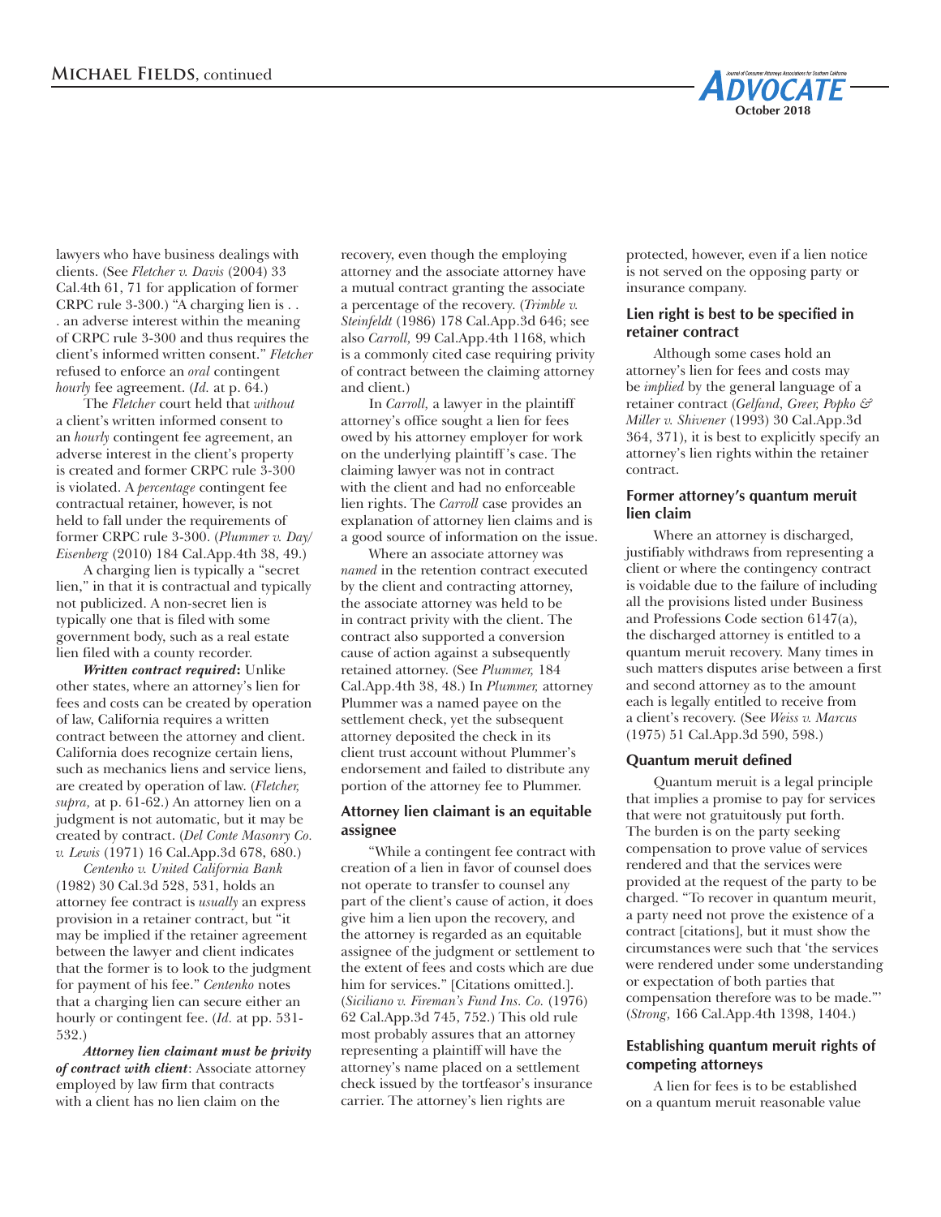lawyers who have business dealings with clients. (See *Fletcher v. Davis* (2004) 33 Cal.4th 61, 71 for application of former CRPC rule 3-300.) "A charging lien is . . . an adverse interest within the meaning of CRPC rule 3-300 and thus requires the client's informed written consent." *Fletcher* refused to enforce an *oral* contingent *hourly* fee agreement. (*Id.* at p. 64.)

The *Fletcher* court held that *without* a client's written informed consent to an *hourly* contingent fee agreement, an adverse interest in the client's property is created and former CRPC rule 3-300 is violated. A *percentage* contingent fee contractual retainer, however, is not held to fall under the requirements of former CRPC rule 3-300. (*Plummer v. Day/Eisenberg* (2010) 184 Cal.App.4th 38, 49.)

A charging lien is typically a "secret lien," in that it is contractual and typically not publicized. A non-secret lien is typically one that is filed with some government body, such as a real estate lien filed with a county recorder.

***Written contract required*:** Unlike other states, where an attorney's lien for fees and costs can be created by operation of law, California requires a written contract between the attorney and client. California does recognize certain liens, such as mechanics liens and service liens, are created by operation of law. (*Fletcher, supra,* at p. 61-62.) An attorney lien on a judgment is not automatic, but it may be created by contract. (*Del Conte Masonry Co. v. Lewis* (1971) 16 Cal.App.3d 678, 680.)

*Centenko v. United California Bank* (1982) 30 Cal.3d 528, 531, holds an attorney fee contract is *usually* an express provision in a retainer contract, but "it may be implied if the retainer agreement between the lawyer and client indicates that the former is to look to the judgment for payment of his fee." *Centenko* notes that a charging lien can secure either an hourly or contingent fee. (*Id.* at pp. 531-532.)

***Attorney lien claimant must be privity of contract with client***: Associate attorney employed by law firm that contracts with a client has no lien claim on the recovery, even though the employing attorney and the associate attorney have a mutual contract granting the associate a percentage of the recovery. (*Trimble v. Steinfeldt* (1986) 178 Cal.App.3d 646; see also *Carroll,* 99 Cal.App.4th 1168, which is a commonly cited case requiring privity of contract between the claiming attorney and client.)

In *Carroll,* a lawyer in the plaintiff attorney's office sought a lien for fees owed by his attorney employer for work on the underlying plaintiff's case. The claiming lawyer was not in contract with the client and had no enforceable lien rights. The *Carroll* case provides an explanation of attorney lien claims and is a good source of information on the issue.

Where an associate attorney was *named* in the retention contract executed by the client and contracting attorney, the associate attorney was held to be in contract privity with the client. The contract also supported a conversion cause of action against a subsequently retained attorney. (See *Plummer,* 184 Cal.App.4th 38, 48.) In *Plummer,* attorney Plummer was a named payee on the settlement check, yet the subsequent attorney deposited the check in its client trust account without Plummer's endorsement and failed to distribute any portion of the attorney fee to Plummer.

### Attorney lien claimant is an equitable assignee

"While a contingent fee contract with creation of a lien in favor of counsel does not operate to transfer to counsel any part of the client's cause of action, it does give him a lien upon the recovery, and the attorney is regarded as an equitable assignee of the judgment or settlement to the extent of fees and costs which are due him for services." [Citations omitted.]. (*Siciliano v. Fireman's Fund Ins. Co.* (1976) 62 Cal.App.3d 745, 752.) This old rule most probably assures that an attorney representing a plaintiff will have the attorney's name placed on a settlement check issued by the tortfeasor's insurance carrier. The attorney's lien rights are protected, however, even if a lien notice is not served on the opposing party or insurance company.

### Lien right is best to be specified in retainer contract

Although some cases hold an attorney's lien for fees and costs may be *implied* by the general language of a retainer contract (*Gelfand, Greer, Popko & Miller v. Shivener* (1993) 30 Cal.App.3d 364, 371), it is best to explicitly specify an attorney's lien rights within the retainer contract.

### Former attorney's quantum meruit lien claim

Where an attorney is discharged, justifiably withdraws from representing a client or where the contingency contract is voidable due to the failure of including all the provisions listed under Business and Professions Code section 6147(a), the discharged attorney is entitled to a quantum meruit recovery. Many times in such matters disputes arise between a first and second attorney as to the amount each is legally entitled to receive from a client's recovery. (See *Weiss v. Marcus* (1975) 51 Cal.App.3d 590, 598.)

### Quantum meruit defined

Quantum meruit is a legal principle that implies a promise to pay for services that were not gratuitously put forth. The burden is on the party seeking compensation to prove value of services rendered and that the services were provided at the request of the party to be charged. "To recover in quantum meurit, a party need not prove the existence of a contract [citations], but it must show the circumstances were such that 'the services were rendered under some understanding or expectation of both parties that compensation therefore was to be made."' (*Strong,* 166 Cal.App.4th 1398, 1404.)

### Establishing quantum meruit rights of competing attorneys

A lien for fees is to be established on a quantum meruit reasonable value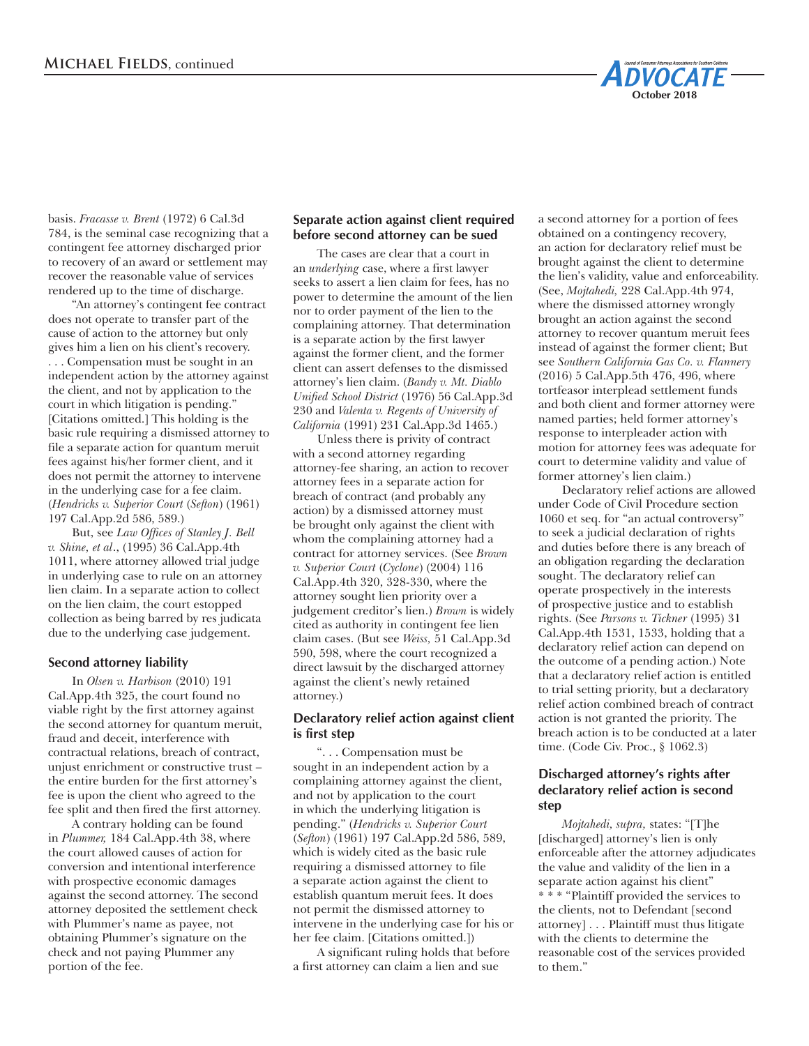basis. *Fracasse v. Brent* (1972) 6 Cal.3d 784, is the seminal case recognizing that a contingent fee attorney discharged prior to recovery of an award or settlement may recover the reasonable value of services rendered up to the time of discharge.

"An attorney's contingent fee contract does not operate to transfer part of the cause of action to the attorney but only gives him a lien on his client's recovery. . . . Compensation must be sought in an independent action by the attorney against the client, and not by application to the court in which litigation is pending." [Citations omitted.] This holding is the basic rule requiring a dismissed attorney to file a separate action for quantum meruit fees against his/her former client, and it does not permit the attorney to intervene in the underlying case for a fee claim. (*Hendricks v. Superior Court* (*Sefton*) (1961) 197 Cal.App.2d 586, 589.)

But, see *Law Offices of Stanley J. Bell v. Shine, et al*., (1995) 36 Cal.App.4th 1011, where attorney allowed trial judge in underlying case to rule on an attorney lien claim. In a separate action to collect on the lien claim, the court estopped collection as being barred by res judicata due to the underlying case judgement.

### Second attorney liability

In *Olsen v. Harbison* (2010) 191 Cal.App.4th 325, the court found no viable right by the first attorney against the second attorney for quantum meruit, fraud and deceit, interference with contractual relations, breach of contract, unjust enrichment or constructive trust – the entire burden for the first attorney's fee is upon the client who agreed to the fee split and then fired the first attorney.

A contrary holding can be found in *Plummer,* 184 Cal.App.4th 38, where the court allowed causes of action for conversion and intentional interference with prospective economic damages against the second attorney. The second attorney deposited the settlement check with Plummer's name as payee, not obtaining Plummer's signature on the check and not paying Plummer any portion of the fee.

### Separate action against client required before second attorney can be sued

The cases are clear that a court in an *underlying* case, where a first lawyer seeks to assert a lien claim for fees, has no power to determine the amount of the lien nor to order payment of the lien to the complaining attorney. That determination is a separate action by the first lawyer against the former client, and the former client can assert defenses to the dismissed attorney's lien claim. (*Bandy v. Mt. Diablo Unified School District* (1976) 56 Cal.App.3d 230 and *Valenta v. Regents of University of California* (1991) 231 Cal.App.3d 1465.)

Unless there is privity of contract with a second attorney regarding attorney-fee sharing, an action to recover attorney fees in a separate action for breach of contract (and probably any action) by a dismissed attorney must be brought only against the client with whom the complaining attorney had a contract for attorney services. (See *Brown v. Superior Court* (*Cyclone*) (2004) 116 Cal.App.4th 320, 328-330, where the attorney sought lien priority over a judgement creditor's lien.) *Brown* is widely cited as authority in contingent fee lien claim cases. (But see *Weiss,* 51 Cal.App.3d 590, 598, where the court recognized a direct lawsuit by the discharged attorney against the client's newly retained attorney.)

### Declaratory relief action against client is first step

". . . Compensation must be sought in an independent action by a complaining attorney against the client, and not by application to the court in which the underlying litigation is pending." (*Hendricks v. Superior Court* (*Sefton*) (1961) 197 Cal.App.2d 586, 589, which is widely cited as the basic rule requiring a dismissed attorney to file a separate action against the client to establish quantum meruit fees. It does not permit the dismissed attorney to intervene in the underlying case for his or her fee claim. [Citations omitted.])

A significant ruling holds that before a first attorney can claim a lien and sue a second attorney for a portion of fees obtained on a contingency recovery, an action for declaratory relief must be brought against the client to determine the lien's validity, value and enforceability. (See, *Mojtahedi,* 228 Cal.App.4th 974, where the dismissed attorney wrongly brought an action against the second attorney to recover quantum meruit fees instead of against the former client; But see *Southern California Gas Co. v. Flannery* (2016) 5 Cal.App.5th 476, 496, where tortfeasor interplead settlement funds and both client and former attorney were named parties; held former attorney's response to interpleader action with motion for attorney fees was adequate for court to determine validity and value of former attorney's lien claim.)

Declaratory relief actions are allowed under Code of Civil Procedure section 1060 et seq. for "an actual controversy" to seek a judicial declaration of rights and duties before there is any breach of an obligation regarding the declaration sought. The declaratory relief can operate prospectively in the interests of prospective justice and to establish rights. (See *Parsons v. Tickner* (1995) 31 Cal.App.4th 1531, 1533, holding that a declaratory relief action can depend on the outcome of a pending action.) Note that a declaratory relief action is entitled to trial setting priority, but a declaratory relief action combined breach of contract action is not granted the priority. The breach action is to be conducted at a later time. (Code Civ. Proc., § 1062.3)

### Discharged attorney's rights after declaratory relief action is second step

*Mojtahedi, supra,* states: "[T]he [discharged] attorney's lien is only enforceable after the attorney adjudicates the value and validity of the lien in a separate action against his client" * * * "Plaintiff provided the services to the clients, not to Defendant [second attorney] . . . Plaintiff must thus litigate with the clients to determine the reasonable cost of the services provided to them."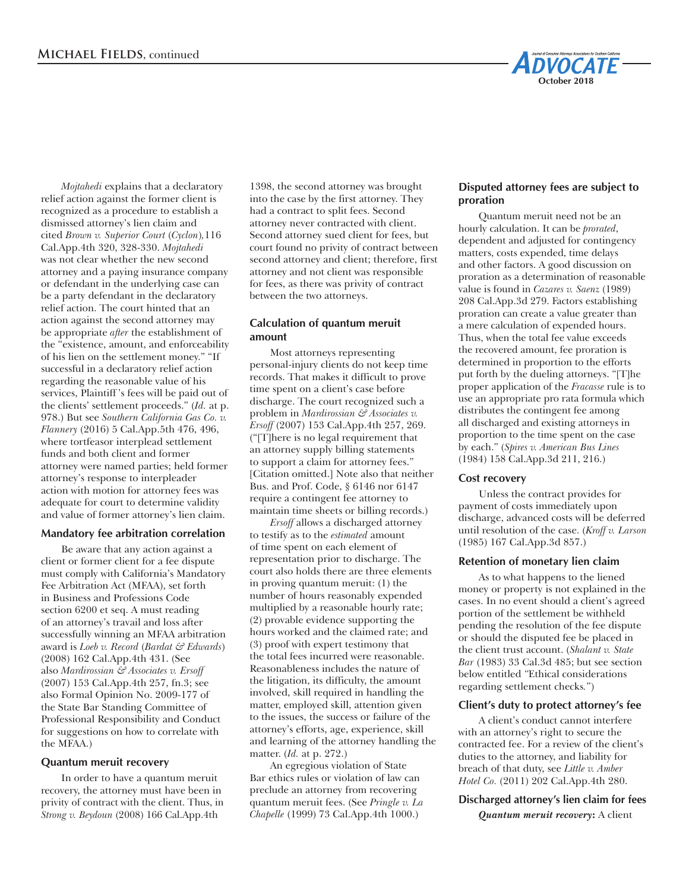*Mojtahedi* explains that a declaratory relief action against the former client is recognized as a procedure to establish a dismissed attorney's lien claim and cited *Brown v. Superior Court* (*Cyclon*)*,*116 Cal.App.4th 320, 328-330. *Mojtahedi* was not clear whether the new second attorney and a paying insurance company or defendant in the underlying case can be a party defendant in the declaratory relief action. The court hinted that an action against the second attorney may be appropriate *after* the establishment of the "existence, amount, and enforceability of his lien on the settlement money." "If successful in a declaratory relief action regarding the reasonable value of his services, Plaintiff's fees will be paid out of the clients' settlement proceeds." (*Id.* at p. 978.) But see *Southern California Gas Co. v. Flannery* (2016) 5 Cal.App.5th 476, 496, where tortfeasor interplead settlement funds and both client and former attorney were named parties; held former attorney's response to interpleader action with motion for attorney fees was adequate for court to determine validity and value of former attorney's lien claim.

### Mandatory fee arbitration correlation

Be aware that any action against a client or former client for a fee dispute must comply with California's Mandatory Fee Arbitration Act (MFAA), set forth in Business and Professions Code section 6200 et seq. A must reading of an attorney's travail and loss after successfully winning an MFAA arbitration award is *Loeb v. Record* (*Bardat & Edwards*) (2008) 162 Cal.App.4th 431. (See also *Mardirossian & Associates v. Ersoff* (2007) 153 Cal.App.4th 257, fn.3; see also Formal Opinion No. 2009-177 of the State Bar Standing Committee of Professional Responsibility and Conduct for suggestions on how to correlate with the MFAA.)

### Quantum meruit recovery

In order to have a quantum meruit recovery, the attorney must have been in privity of contract with the client. Thus, in *Strong v. Beydoun* (2008) 166 Cal.App.4th 1398, the second attorney was brought into the case by the first attorney. They had a contract to split fees. Second attorney never contracted with client. Second attorney sued client for fees, but court found no privity of contract between second attorney and client; therefore, first attorney and not client was responsible for fees, as there was privity of contract between the two attorneys.

### Calculation of quantum meruit amount

Most attorneys representing personal-injury clients do not keep time records. That makes it difficult to prove time spent on a client's case before discharge. The court recognized such a problem in *Mardirossian & Associates v. Ersoff* (2007) 153 Cal.App.4th 257, 269. ("[T]here is no legal requirement that an attorney supply billing statements to support a claim for attorney fees." [Citation omitted.] Note also that neither Bus. and Prof. Code, § 6146 nor 6147 require a contingent fee attorney to maintain time sheets or billing records.)

*Ersoff* allows a discharged attorney to testify as to the *estimated* amount of time spent on each element of representation prior to discharge. The court also holds there are three elements in proving quantum meruit: (1) the number of hours reasonably expended multiplied by a reasonable hourly rate; (2) provable evidence supporting the hours worked and the claimed rate; and (3) proof with expert testimony that the total fees incurred were reasonable. Reasonableness includes the nature of the litigation, its difficulty, the amount involved, skill required in handling the matter, employed skill, attention given to the issues, the success or failure of the attorney's efforts, age, experience, skill and learning of the attorney handling the matter. (*Id.* at p. 272.)

An egregious violation of State Bar ethics rules or violation of law can preclude an attorney from recovering quantum meruit fees. (See *Pringle v. La Chapelle* (1999) 73 Cal.App.4th 1000.)

### Disputed attorney fees are subject to proration

Quantum meruit need not be an hourly calculation. It can be *prorated*, dependent and adjusted for contingency matters, costs expended, time delays and other factors. A good discussion on proration as a determination of reasonable value is found in *Cazares v. Saenz* (1989) 208 Cal.App.3d 279. Factors establishing proration can create a value greater than a mere calculation of expended hours. Thus, when the total fee value exceeds the recovered amount, fee proration is determined in proportion to the efforts put forth by the dueling attorneys. "[T]he proper application of the *Fracasse* rule is to use an appropriate pro rata formula which distributes the contingent fee among all discharged and existing attorneys in proportion to the time spent on the case by each." (*Spires v. American Bus Lines* (1984) 158 Cal.App.3d 211, 216.)

### Cost recovery

Unless the contract provides for payment of costs immediately upon discharge, advanced costs will be deferred until resolution of the case. (*Kroff v. Larson* (1985) 167 Cal.App.3d 857.)

### Retention of monetary lien claim

As to what happens to the liened money or property is not explained in the cases. In no event should a client's agreed portion of the settlement be withheld pending the resolution of the fee dispute or should the disputed fee be placed in the client trust account. (*Shalant v. State Bar* (1983) 33 Cal.3d 485; but see section below entitled "Ethical considerations regarding settlement checks.")

### Client's duty to protect attorney's fee

A client's conduct cannot interfere with an attorney's right to secure the contracted fee. For a review of the client's duties to the attorney, and liability for breach of that duty, see *Little v. Amber Hotel Co.* (2011) 202 Cal.App.4th 280.

### Discharged attorney's lien claim for fees

***Quantum meruit recovery*:** A client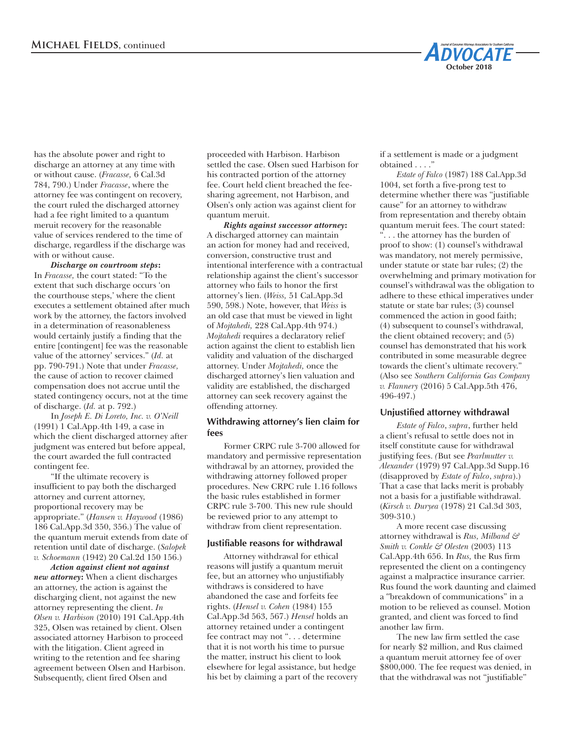has the absolute power and right to discharge an attorney at any time with or without cause. (*Fracasse,* 6 Cal.3d 784, 790.) Under *Fracasse*, where the attorney fee was contingent on recovery, the court ruled the discharged attorney had a fee right limited to a quantum meruit recovery for the reasonable value of services rendered to the time of discharge, regardless if the discharge was with or without cause.

***Discharge on courtroom steps*:** In *Fracasse,* the court stated: "To the extent that such discharge occurs 'on the courthouse steps,' where the client executes a settlement obtained after much work by the attorney, the factors involved in a determination of reasonableness would certainly justify a finding that the entire [contingent] fee was the reasonable value of the attorney' services." (*Id.* at pp. 790-791.) Note that under *Fracasse,* the cause of action to recover claimed compensation does not accrue until the stated contingency occurs, not at the time of discharge. (*Id.* at p. 792.)

In *Joseph E. Di Loreto, Inc. v. O'Neill* (1991) 1 Cal.App.4th 149, a case in which the client discharged attorney after judgment was entered but before appeal, the court awarded the full contracted contingent fee.

"If the ultimate recovery is insufficient to pay both the discharged attorney and current attorney, proportional recovery may be appropriate." (*Hansen v. Haywood* (1986) 186 Cal.App.3d 350, 356.) The value of the quantum meruit extends from date of retention until date of discharge. (*Salopek v. Schoemann* (1942) 20 Cal.2d 150 156.)

***Action against client not against new attorney*:** When a client discharges an attorney, the action is against the discharging client, not against the new attorney representing the client. *In Olsen v. Harbison* (2010) 191 Cal.App.4th 325, Olsen was retained by client. Olsen associated attorney Harbison to proceed with the litigation. Client agreed in writing to the retention and fee sharing agreement between Olsen and Harbison. Subsequently, client fired Olsen and proceeded with Harbison. Harbison settled the case. Olsen sued Harbison for his contracted portion of the attorney fee. Court held client breached the fee-sharing agreement, not Harbison, and Olsen's only action was against client for quantum meruit.

***Rights against successor attorney*:** A discharged attorney can maintain an action for money had and received, conversion, constructive trust and intentional interference with a contractual relationship against the client's successor attorney who fails to honor the first attorney's lien. (*Weiss,* 51 Cal.App.3d 590, 598.) Note, however, that *Weiss* is an old case that must be viewed in light of *Mojtahedi,* 228 Cal.App.4th 974.) *Mojtahedi* requires a declaratory relief action against the client to establish lien validity and valuation of the discharged attorney. Under *Mojtahedi,* once the discharged attorney's lien valuation and validity are established, the discharged attorney can seek recovery against the offending attorney.

### Withdrawing attorney's lien claim for fees

Former CRPC rule 3-700 allowed for mandatory and permissive representation withdrawal by an attorney, provided the withdrawing attorney followed proper procedures. New CRPC rule 1.16 follows the basic rules established in former CRPC rule 3-700. This new rule should be reviewed prior to any attempt to withdraw from client representation.

### Justifiable reasons for withdrawal

Attorney withdrawal for ethical reasons will justify a quantum meruit fee, but an attorney who unjustifiably withdraws is considered to have abandoned the case and forfeits fee rights. (*Hensel v. Cohen* (1984) 155 Cal.App.3d 563, 567.) *Hensel* holds an attorney retained under a contingent fee contract may not ". . . determine that it is not worth his time to pursue the matter, instruct his client to look elsewhere for legal assistance, but hedge his bet by claiming a part of the recovery if a settlement is made or a judgment obtained . . . ."

*Estate of Falco* (1987) 188 Cal.App.3d 1004, set forth a five-prong test to determine whether there was "justifiable cause" for an attorney to withdraw from representation and thereby obtain quantum meruit fees. The court stated: ". . . the attorney has the burden of proof to show: (1) counsel's withdrawal was mandatory, not merely permissive, under statute or state bar rules; (2) the overwhelming and primary motivation for counsel's withdrawal was the obligation to adhere to these ethical imperatives under statute or state bar rules; (3) counsel commenced the action in good faith; (4) subsequent to counsel's withdrawal, the client obtained recovery; and (5) counsel has demonstrated that his work contributed in some measurable degree towards the client's ultimate recovery." (Also see *Southern California Gas Company v. Flannery* (2016) 5 Cal.App.5th 476, 496-497.)

### Unjustified attorney withdrawal

*Estate of Falco*, *supra*, further held a client's refusal to settle does not in itself constitute cause for withdrawal justifying fees. *(*But see *Pearlmutter v. Alexander* (1979) 97 Cal.App.3d Supp.16 (disapproved by *Estate of Falco*, *supra*).) That a case that lacks merit is probably not a basis for a justifiable withdrawal. (*Kirsch v. Duryea* (1978) 21 Cal.3d 303, 309-310.)

A more recent case discussing attorney withdrawal is *Rus, Milband & Smith v. Conkle & Olesten* (2003) 113 Cal.App.4th 656. In *Rus,* the Rus firm represented the client on a contingency against a malpractice insurance carrier. Rus found the work daunting and claimed a "breakdown of communications" in a motion to be relieved as counsel. Motion granted, and client was forced to find another law firm.

The new law firm settled the case for nearly $2 million, and Rus claimed a quantum meruit attorney fee of over $800,000. The fee request was denied, in that the withdrawal was not "justifiable"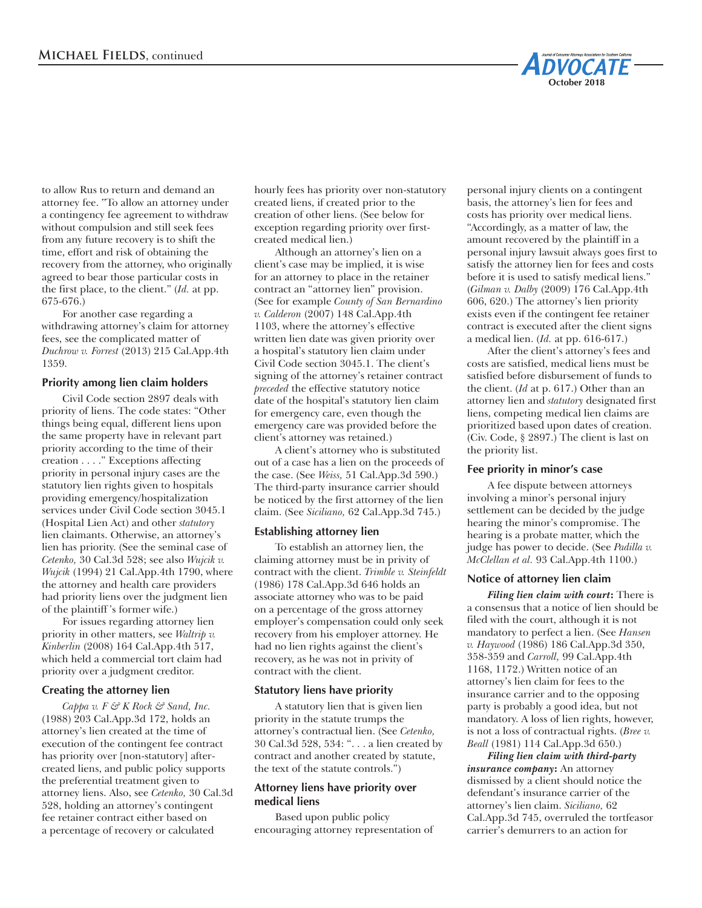to allow Rus to return and demand an attorney fee. "To allow an attorney under a contingency fee agreement to withdraw without compulsion and still seek fees from any future recovery is to shift the time, effort and risk of obtaining the recovery from the attorney, who originally agreed to bear those particular costs in the first place, to the client." (*Id.* at pp. 675-676.)

For another case regarding a withdrawing attorney's claim for attorney fees, see the complicated matter of *Duchrow v. Forrest* (2013) 215 Cal.App.4th 1359.

### Priority among lien claim holders

Civil Code section 2897 deals with priority of liens. The code states: "Other things being equal, different liens upon the same property have in relevant part priority according to the time of their creation . . . ." Exceptions affecting priority in personal injury cases are the statutory lien rights given to hospitals providing emergency/hospitalization services under Civil Code section 3045.1 (Hospital Lien Act) and other *statutory* lien claimants. Otherwise, an attorney's lien has priority. (See the seminal case of *Cetenko,* 30 Cal.3d 528; see also *Wujcik v. Wujcik* (1994) 21 Cal.App.4th 1790, where the attorney and health care providers had priority liens over the judgment lien of the plaintiff's former wife.)

For issues regarding attorney lien priority in other matters, see *Waltrip v. Kinberlin* (2008) 164 Cal.App.4th 517, which held a commercial tort claim had priority over a judgment creditor.

### Creating the attorney lien

*Cappa v. F & K Rock & Sand, Inc.* (1988) 203 Cal.App.3d 172, holds an attorney's lien created at the time of execution of the contingent fee contract has priority over [non-statutory] after-created liens, and public policy supports the preferential treatment given to attorney liens. Also, see *Cetenko,* 30 Cal.3d 528, holding an attorney's contingent fee retainer contract either based on a percentage of recovery or calculated hourly fees has priority over non-statutory created liens, if created prior to the creation of other liens. (See below for exception regarding priority over first-created medical lien.)

Although an attorney's lien on a client's case may be implied, it is wise for an attorney to place in the retainer contract an "attorney lien" provision. (See for example *County of San Bernardino v. Calderon* (2007) 148 Cal.App.4th 1103, where the attorney's effective written lien date was given priority over a hospital's statutory lien claim under Civil Code section 3045.1. The client's signing of the attorney's retainer contract *preceded* the effective statutory notice date of the hospital's statutory lien claim for emergency care, even though the emergency care was provided before the client's attorney was retained.)

A client's attorney who is substituted out of a case has a lien on the proceeds of the case. (See *Weiss,* 51 Cal.App.3d 590.) The third-party insurance carrier should be noticed by the first attorney of the lien claim. (See *Siciliano,* 62 Cal.App.3d 745.)

### Establishing attorney lien

To establish an attorney lien, the claiming attorney must be in privity of contract with the client. *Trimble v. Steinfeldt* (1986) 178 Cal.App.3d 646 holds an associate attorney who was to be paid on a percentage of the gross attorney employer's compensation could only seek recovery from his employer attorney. He had no lien rights against the client's recovery, as he was not in privity of contract with the client.

### Statutory liens have priority

A statutory lien that is given lien priority in the statute trumps the attorney's contractual lien. (See *Cetenko,* 30 Cal.3d 528, 534: ". . . a lien created by contract and another created by statute, the text of the statute controls.")

### Attorney liens have priority over medical liens

Based upon public policy encouraging attorney representation of personal injury clients on a contingent basis, the attorney's lien for fees and costs has priority over medical liens. "Accordingly, as a matter of law, the amount recovered by the plaintiff in a personal injury lawsuit always goes first to satisfy the attorney lien for fees and costs before it is used to satisfy medical liens." (*Gilman v. Dalby* (2009) 176 Cal.App.4th 606, 620.) The attorney's lien priority exists even if the contingent fee retainer contract is executed after the client signs a medical lien. (*Id.* at pp. 616-617.)

After the client's attorney's fees and costs are satisfied, medical liens must be satisfied before disbursement of funds to the client. (*Id* at p. 617.) Other than an attorney lien and *statutory* designated first liens, competing medical lien claims are prioritized based upon dates of creation. (Civ. Code, § 2897.) The client is last on the priority list.

### Fee priority in minor's case

A fee dispute between attorneys involving a minor's personal injury settlement can be decided by the judge hearing the minor's compromise. The hearing is a probate matter, which the judge has power to decide. (See *Padilla v. McClellan et al.* 93 Cal.App.4th 1100.)

### Notice of attorney lien claim

***Filing lien claim with court*:** There is a consensus that a notice of lien should be filed with the court, although it is not mandatory to perfect a lien. (See *Hansen v. Haywood* (1986) 186 Cal.App.3d 350, 358-359 and *Carroll,* 99 Cal.App.4th 1168, 1172.) Written notice of an attorney's lien claim for fees to the insurance carrier and to the opposing party is probably a good idea, but not mandatory. A loss of lien rights, however, is not a loss of contractual rights. (*Bree v. Beall* (1981) 114 Cal.App.3d 650.)

***Filing lien claim with third-party insurance company*:** An attorney dismissed by a client should notice the defendant's insurance carrier of the attorney's lien claim. *Siciliano,* 62 Cal.App.3d 745, overruled the tortfeasor carrier's demurrers to an action for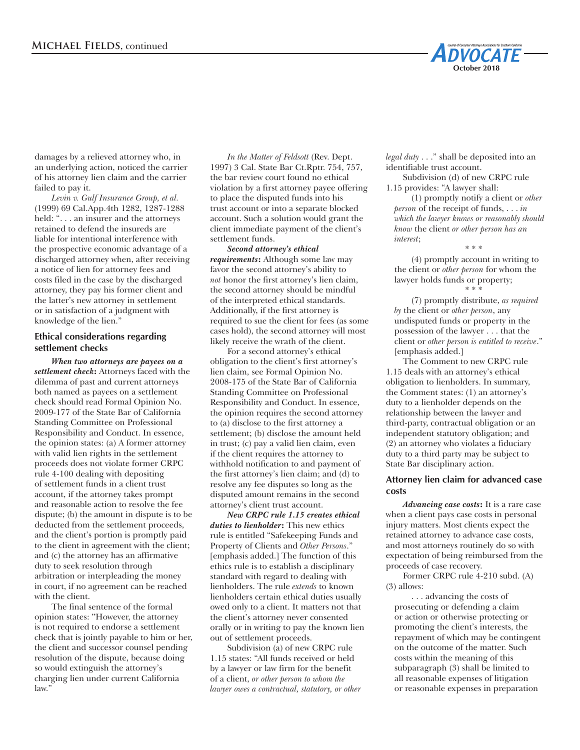damages by a relieved attorney who, in an underlying action, noticed the carrier of his attorney lien claim and the carrier failed to pay it.

*Levin v. Gulf Insurance Group, et al.* (1999) 69 Cal.App.4th 1282, 1287-1288 held: ". . . an insurer and the attorneys retained to defend the insureds are liable for intentional interference with the prospective economic advantage of a discharged attorney when, after receiving a notice of lien for attorney fees and costs filed in the case by the discharged attorney, they pay his former client and the latter's new attorney in settlement or in satisfaction of a judgment with knowledge of the lien."

### Ethical considerations regarding settlement checks

***When two attorneys are payees on a settlement check*:** Attorneys faced with the dilemma of past and current attorneys both named as payees on a settlement check should read Formal Opinion No. 2009-177 of the State Bar of California Standing Committee on Professional Responsibility and Conduct. In essence, the opinion states: (a) A former attorney with valid lien rights in the settlement proceeds does not violate former CRPC rule 4-100 dealing with depositing of settlement funds in a client trust account, if the attorney takes prompt and reasonable action to resolve the fee dispute; (b) the amount in dispute is to be deducted from the settlement proceeds, and the client's portion is promptly paid to the client in agreement with the client; and (c) the attorney has an affirmative duty to seek resolution through arbitration or interpleading the money in court, if no agreement can be reached with the client.

The final sentence of the formal opinion states: "However, the attorney is not required to endorse a settlement check that is jointly payable to him or her, the client and successor counsel pending resolution of the dispute, because doing so would extinguish the attorney's charging lien under current California law."

*In the Matter of Feldsott* (Rev. Dept. 1997) 3 Cal. State Bar Ct.Rptr. 754, 757, the bar review court found no ethical violation by a first attorney payee offering to place the disputed funds into his trust account or into a separate blocked account. Such a solution would grant the client immediate payment of the client's settlement funds.

***Second attorney's ethical requirements*:** Although some law may favor the second attorney's ability to *not* honor the first attorney's lien claim, the second attorney should be mindful of the interpreted ethical standards. Additionally, if the first attorney is required to sue the client for fees (as some cases hold), the second attorney will most likely receive the wrath of the client.

For a second attorney's ethical obligation to the client's first attorney's lien claim, see Formal Opinion No. 2008-175 of the State Bar of California Standing Committee on Professional Responsibility and Conduct. In essence, the opinion requires the second attorney to (a) disclose to the first attorney a settlement; (b) disclose the amount held in trust; (c) pay a valid lien claim, even if the client requires the attorney to withhold notification to and payment of the first attorney's lien claim; and (d) to resolve any fee disputes so long as the disputed amount remains in the second attorney's client trust account.

***New CRPC rule 1.15 creates ethical duties to lienholder*:** This new ethics rule is entitled "Safekeeping Funds and Property of Clients and *Other Persons*." [emphasis added.] The function of this ethics rule is to establish a disciplinary standard with regard to dealing with lienholders. The rule *extends* to known lienholders certain ethical duties usually owed only to a client. It matters not that the client's attorney never consented orally or in writing to pay the known lien out of settlement proceeds.

Subdivision (a) of new CRPC rule 1.15 states: "All funds received or held by a lawyer or law firm for the benefit of a client, *or other person to whom the lawyer owes a contractual, statutory, or other legal duty* . . ." shall be deposited into an identifiable trust account.

Subdivision (d) of new CRPC rule 1.15 provides: "A lawyer shall:

> (1) promptly notify a client or *other person* of the receipt of funds, . . . *in which the lawyer knows or reasonably should know* the client *or other person has an interest*;
>
> \* \* \*
>
> (4) promptly account in writing to the client or *other person* for whom the lawyer holds funds or property;
>
> \* \* \*
>
> (7) promptly distribute, *as required by* the client or *other person*, any undisputed funds or property in the possession of the lawyer . . . that the client or *other person is entitled to receive*." [emphasis added.]

The Comment to new CRPC rule 1.15 deals with an attorney's ethical obligation to lienholders. In summary, the Comment states: (1) an attorney's duty to a lienholder depends on the relationship between the lawyer and third-party, contractual obligation or an independent statutory obligation; and (2) an attorney who violates a fiduciary duty to a third party may be subject to State Bar disciplinary action.

### Attorney lien claim for advanced case costs

***Advancing case costs*:** It is a rare case when a client pays case costs in personal injury matters. Most clients expect the retained attorney to advance case costs, and most attorneys routinely do so with expectation of being reimbursed from the proceeds of case recovery.

Former CRPC rule 4-210 subd. (A)(3) allows:

> . . . advancing the costs of prosecuting or defending a claim or action or otherwise protecting or promoting the client's interests, the repayment of which may be contingent on the outcome of the matter. Such costs within the meaning of this subparagraph (3) shall be limited to all reasonable expenses of litigation or reasonable expenses in preparation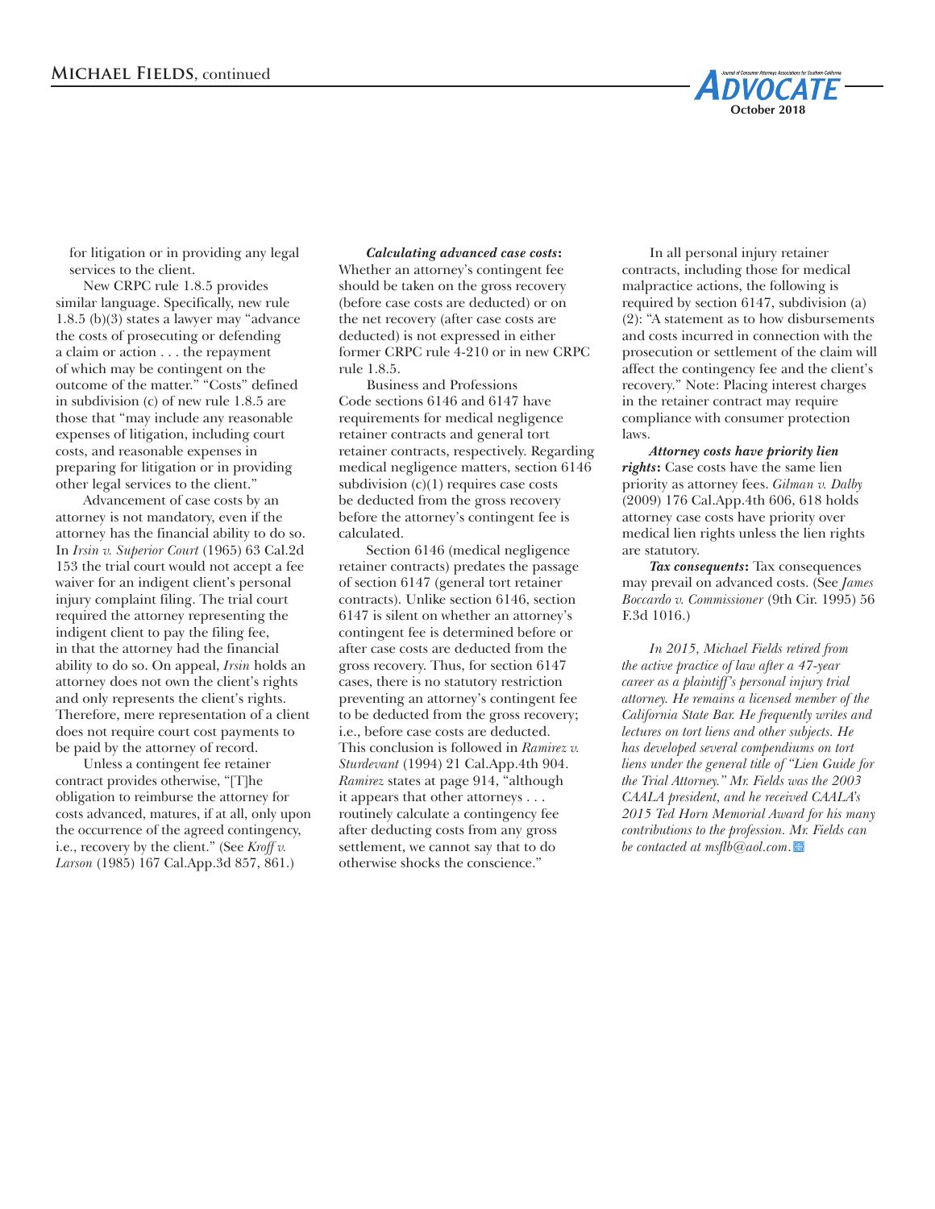for litigation or in providing any legal services to the client.

New CRPC rule 1.8.5 provides similar language. Specifically, new rule 1.8.5 (b)(3) states a lawyer may "advance the costs of prosecuting or defending a claim or action . . . the repayment of which may be contingent on the outcome of the matter." "Costs" defined in subdivision (c) of new rule 1.8.5 are those that "may include any reasonable expenses of litigation, including court costs, and reasonable expenses in preparing for litigation or in providing other legal services to the client."

Advancement of case costs by an attorney is not mandatory, even if the attorney has the financial ability to do so. In *Irsin v. Superior Court* (1965) 63 Cal.2d 153 the trial court would not accept a fee waiver for an indigent client's personal injury complaint filing. The trial court required the attorney representing the indigent client to pay the filing fee, in that the attorney had the financial ability to do so. On appeal, *Irsin* holds an attorney does not own the client's rights and only represents the client's rights. Therefore, mere representation of a client does not require court cost payments to be paid by the attorney of record.

Unless a contingent fee retainer contract provides otherwise, "[T]he obligation to reimburse the attorney for costs advanced, matures, if at all, only upon the occurrence of the agreed contingency, i.e., recovery by the client." (See *Kroff v. Larson* (1985) 167 Cal.App.3d 857, 861.)

***Calculating advanced case costs*:** Whether an attorney's contingent fee should be taken on the gross recovery (before case costs are deducted) or on the net recovery (after case costs are deducted) is not expressed in either former CRPC rule 4-210 or in new CRPC rule 1.8.5.

Business and Professions Code sections 6146 and 6147 have requirements for medical negligence retainer contracts and general tort retainer contracts, respectively. Regarding medical negligence matters, section 6146 subdivision (c)(1) requires case costs be deducted from the gross recovery before the attorney's contingent fee is calculated.

Section 6146 (medical negligence retainer contracts) predates the passage of section 6147 (general tort retainer contracts). Unlike section 6146, section 6147 is silent on whether an attorney's contingent fee is determined before or after case costs are deducted from the gross recovery. Thus, for section 6147 cases, there is no statutory restriction preventing an attorney's contingent fee to be deducted from the gross recovery; i.e., before case costs are deducted. This conclusion is followed in *Ramirez v. Sturdevant* (1994) 21 Cal.App.4th 904. *Ramirez* states at page 914, "although it appears that other attorneys . . . routinely calculate a contingency fee after deducting costs from any gross settlement, we cannot say that to do otherwise shocks the conscience."

In all personal injury retainer contracts, including those for medical malpractice actions, the following is required by section 6147, subdivision (a)(2): "A statement as to how disbursements and costs incurred in connection with the prosecution or settlement of the claim will affect the contingency fee and the client's recovery." Note: Placing interest charges in the retainer contract may require compliance with consumer protection laws.

***Attorney costs have priority lien rights*:** Case costs have the same lien priority as attorney fees. *Gilman v. Dalby* (2009) 176 Cal.App.4th 606, 618 holds attorney case costs have priority over medical lien rights unless the lien rights are statutory.

***Tax consequents*:** Tax consequences may prevail on advanced costs. (See *James Boccardo v. Commissioner* (9th Cir. 1995) 56 F.3d 1016.)

*In 2015, Michael Fields retired from the active practice of law after a 47-year career as a plaintiff's personal injury trial attorney. He remains a licensed member of the California State Bar. He frequently writes and lectures on tort liens and other subjects. He has developed several compendiums on tort liens under the general title of "Lien Guide for the Trial Attorney." Mr. Fields was the 2003 CAALA president, and he received CAALA's 2015 Ted Horn Memorial Award for his many contributions to the profession. Mr. Fields can be contacted at msflb@aol.com.*